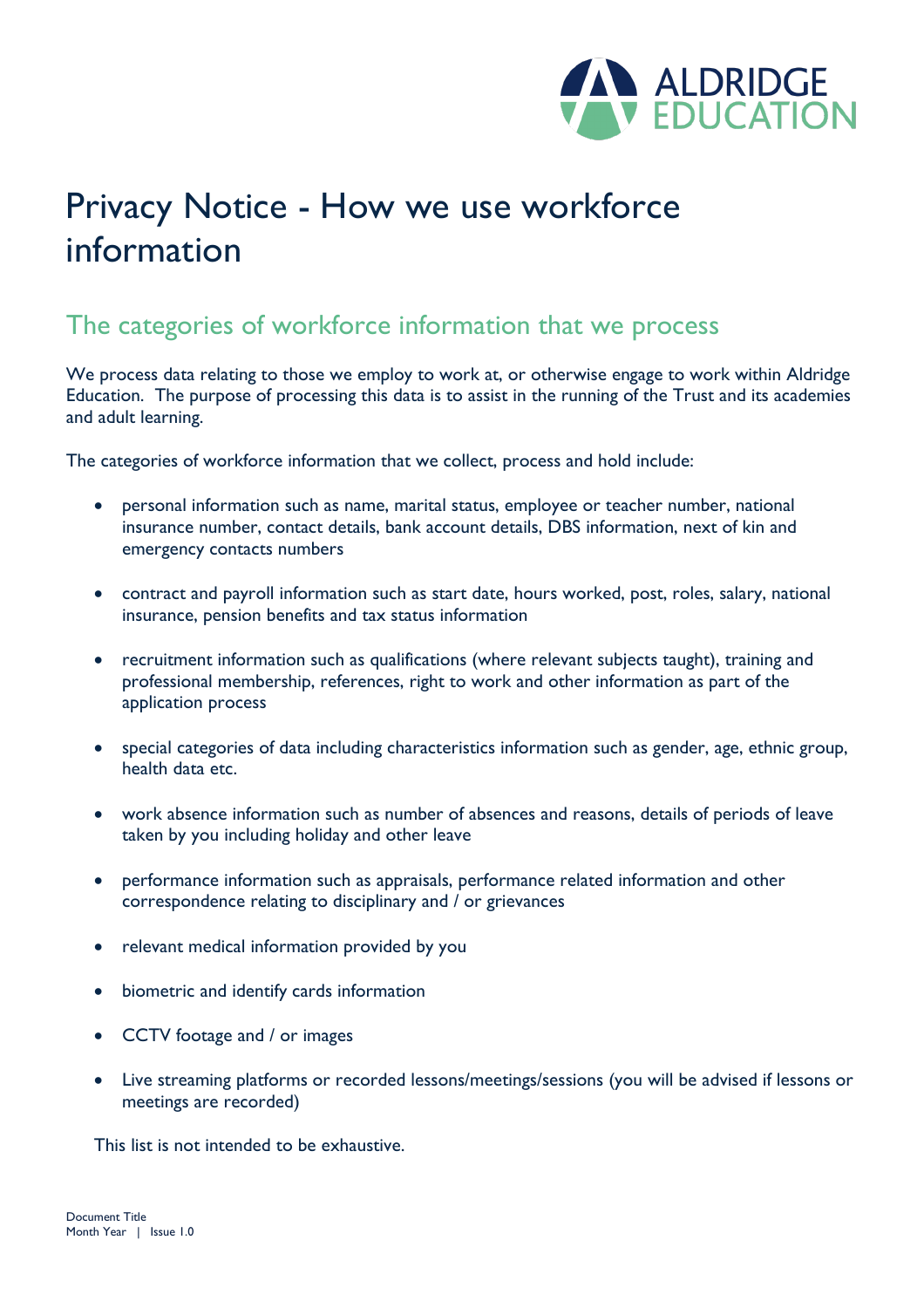# Privacy Notice - How we use workforce information

## The categories of workforce information that we process

We process data relating to those we employ to work at, or otherwise engage to work within Aldridge Education. The purpose of processing this data is to assist in the running of the Trust and its academies and adult learning.

The categories of workforce information that we collect, process and hold include:

- personal information such as name, marital status, employee or teacher number, national insurance number, contact details, bank account details, DBS information, next of kin and emergency contacts numbers
- contract and payroll information such as start date, hours worked, post, roles, salary, national insurance, pension benefits and tax status information
- recruitment information such as qualifications (where relevant subjects taught), training and professional membership, references, right to work and other information as part of the application process
- special categories of data including characteristics information such as gender, age, ethnic group, health data etc.
- work absence information such as number of absences and reasons, details of periods of leave taken by you including holiday and other leave
- performance information such as appraisals, performance related information and other correspondence relating to disciplinary and / or grievances
- relevant medical information provided by you
- biometric and identify cards information
- CCTV footage and / or images
- Live streaming platforms or recorded lessons/meetings/sessions (you will be advised if lessons or meetings are recorded)

This list is not intended to be exhaustive.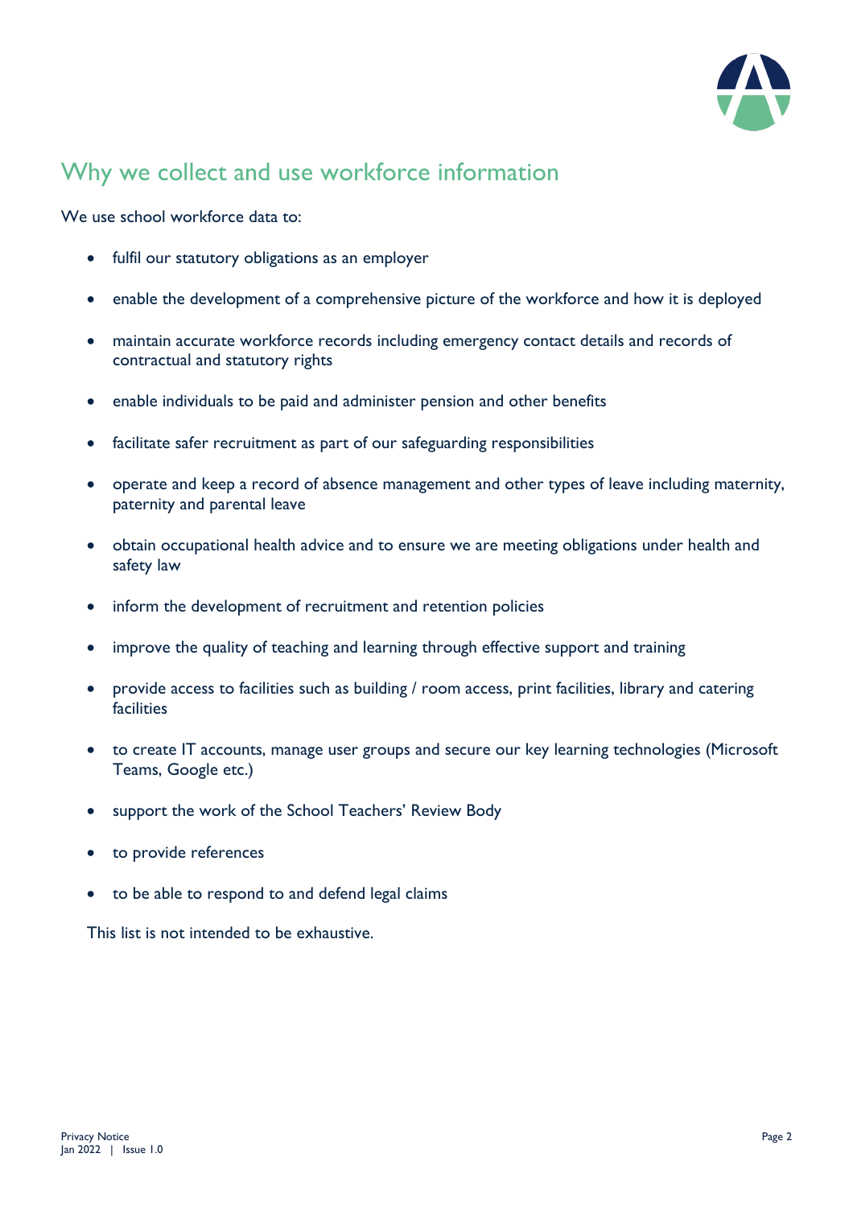## Why we collect and use workforce information

We use school workforce data to:

- fulfil our statutory obligations as an employer
- enable the development of a comprehensive picture of the workforce and how it is deployed
- maintain accurate workforce records including emergency contact details and records of contractual and statutory rights
- enable individuals to be paid and administer pension and other benefits
- facilitate safer recruitment as part of our safeguarding responsibilities
- operate and keep a record of absence management and other types of leave including maternity, paternity and parental leave
- obtain occupational health advice and to ensure we are meeting obligations under health and safety law
- inform the development of recruitment and retention policies
- improve the quality of teaching and learning through effective support and training
- provide access to facilities such as building / room access, print facilities, library and catering facilities
- to create IT accounts, manage user groups and secure our key learning technologies (Microsoft Teams, Google etc.)
- support the work of the School Teachers' Review Body
- to provide references
- to be able to respond to and defend legal claims

This list is not intended to be exhaustive.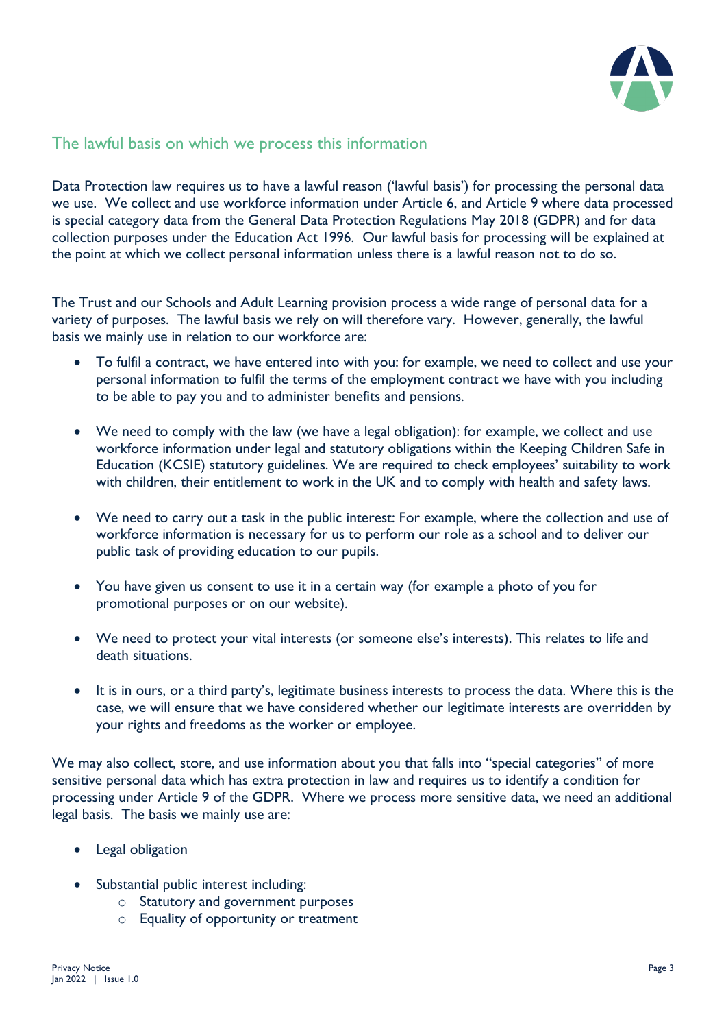## The lawful basis on which we process this information

Data Protection law requires us to have a lawful reason ('lawful basis') for processing the personal data we use. We collect and use workforce information under Article 6, and Article 9 where data processed is special category data from the General Data Protection Regulations May 2018 (GDPR) and for data collection purposes under the Education Act 1996. Our lawful basis for processing will be explained at the point at which we collect personal information unless there is a lawful reason not to do so.

The Trust and our Schools and Adult Learning provision process a wide range of personal data for a variety of purposes. The lawful basis we rely on will therefore vary. However, generally, the lawful basis we mainly use in relation to our workforce are:

- To fulfil a contract, we have entered into with you: for example, we need to collect and use your personal information to fulfil the terms of the employment contract we have with you including to be able to pay you and to administer benefits and pensions.
- We need to comply with the law (we have a legal obligation): for example, we collect and use workforce information under legal and statutory obligations within the Keeping Children Safe in Education (KCSIE) statutory guidelines. We are required to check employees' suitability to work with children, their entitlement to work in the UK and to comply with health and safety laws.
- We need to carry out a task in the public interest: For example, where the collection and use of workforce information is necessary for us to perform our role as a school and to deliver our public task of providing education to our pupils.
- You have given us consent to use it in a certain way (for example a photo of you for promotional purposes or on our website).
- We need to protect your vital interests (or someone else's interests). This relates to life and death situations.
- It is in ours, or a third party's, legitimate business interests to process the data. Where this is the case, we will ensure that we have considered whether our legitimate interests are overridden by your rights and freedoms as the worker or employee.

We may also collect, store, and use information about you that falls into "special categories" of more sensitive personal data which has extra protection in law and requires us to identify a condition for processing under Article 9 of the GDPR. Where we process more sensitive data, we need an additional legal basis. The basis we mainly use are:

- Legal obligation
- Substantial public interest including:
  - Statutory and government purposes
  - Equality of opportunity or treatment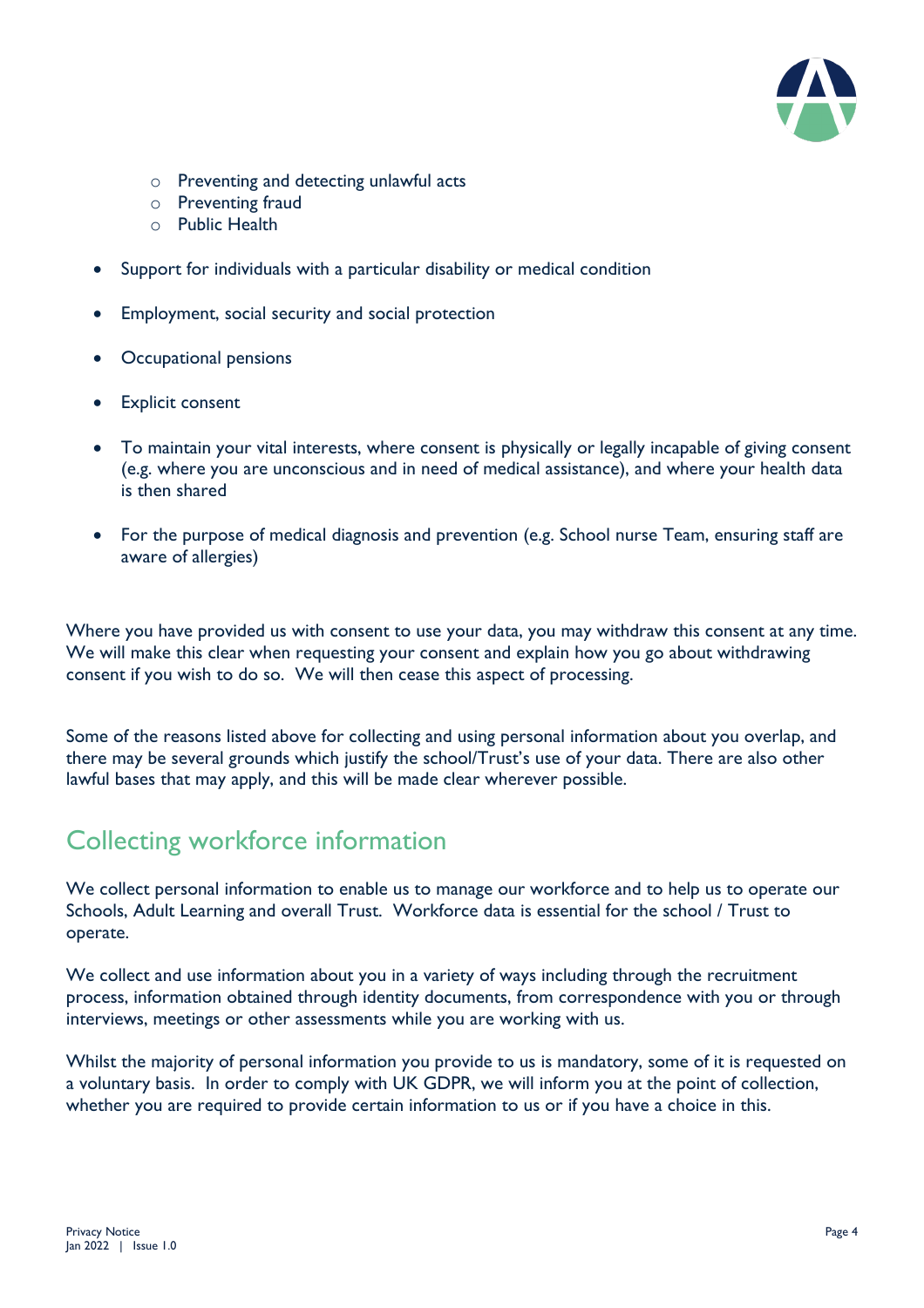- Preventing and detecting unlawful acts
  - Preventing fraud
  - Public Health

- Support for individuals with a particular disability or medical condition

- Employment, social security and social protection

- Occupational pensions

- Explicit consent

- To maintain your vital interests, where consent is physically or legally incapable of giving consent (e.g. where you are unconscious and in need of medical assistance), and where your health data is then shared

- For the purpose of medical diagnosis and prevention (e.g. School nurse Team, ensuring staff are aware of allergies)

Where you have provided us with consent to use your data, you may withdraw this consent at any time. We will make this clear when requesting your consent and explain how you go about withdrawing consent if you wish to do so. We will then cease this aspect of processing.

Some of the reasons listed above for collecting and using personal information about you overlap, and there may be several grounds which justify the school/Trust's use of your data. There are also other lawful bases that may apply, and this will be made clear wherever possible.

## Collecting workforce information

We collect personal information to enable us to manage our workforce and to help us to operate our Schools, Adult Learning and overall Trust. Workforce data is essential for the school / Trust to operate.

We collect and use information about you in a variety of ways including through the recruitment process, information obtained through identity documents, from correspondence with you or through interviews, meetings or other assessments while you are working with us.

Whilst the majority of personal information you provide to us is mandatory, some of it is requested on a voluntary basis. In order to comply with UK GDPR, we will inform you at the point of collection, whether you are required to provide certain information to us or if you have a choice in this.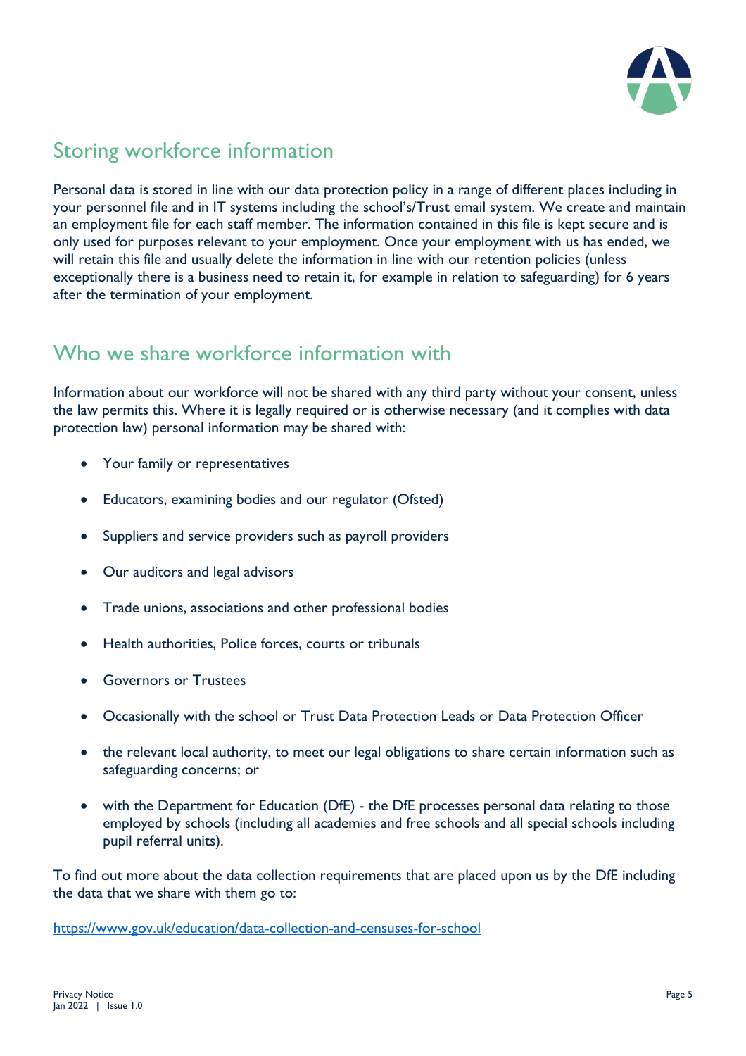## Storing workforce information

Personal data is stored in line with our data protection policy in a range of different places including in your personnel file and in IT systems including the school's/Trust email system. We create and maintain an employment file for each staff member. The information contained in this file is kept secure and is only used for purposes relevant to your employment. Once your employment with us has ended, we will retain this file and usually delete the information in line with our retention policies (unless exceptionally there is a business need to retain it, for example in relation to safeguarding) for 6 years after the termination of your employment.

## Who we share workforce information with

Information about our workforce will not be shared with any third party without your consent, unless the law permits this. Where it is legally required or is otherwise necessary (and it complies with data protection law) personal information may be shared with:

- Your family or representatives
- Educators, examining bodies and our regulator (Ofsted)
- Suppliers and service providers such as payroll providers
- Our auditors and legal advisors
- Trade unions, associations and other professional bodies
- Health authorities, Police forces, courts or tribunals
- Governors or Trustees
- Occasionally with the school or Trust Data Protection Leads or Data Protection Officer
- the relevant local authority, to meet our legal obligations to share certain information such as safeguarding concerns; or
- with the Department for Education (DfE) - the DfE processes personal data relating to those employed by schools (including all academies and free schools and all special schools including pupil referral units).

To find out more about the data collection requirements that are placed upon us by the DfE including the data that we share with them go to:

https://www.gov.uk/education/data-collection-and-censuses-for-school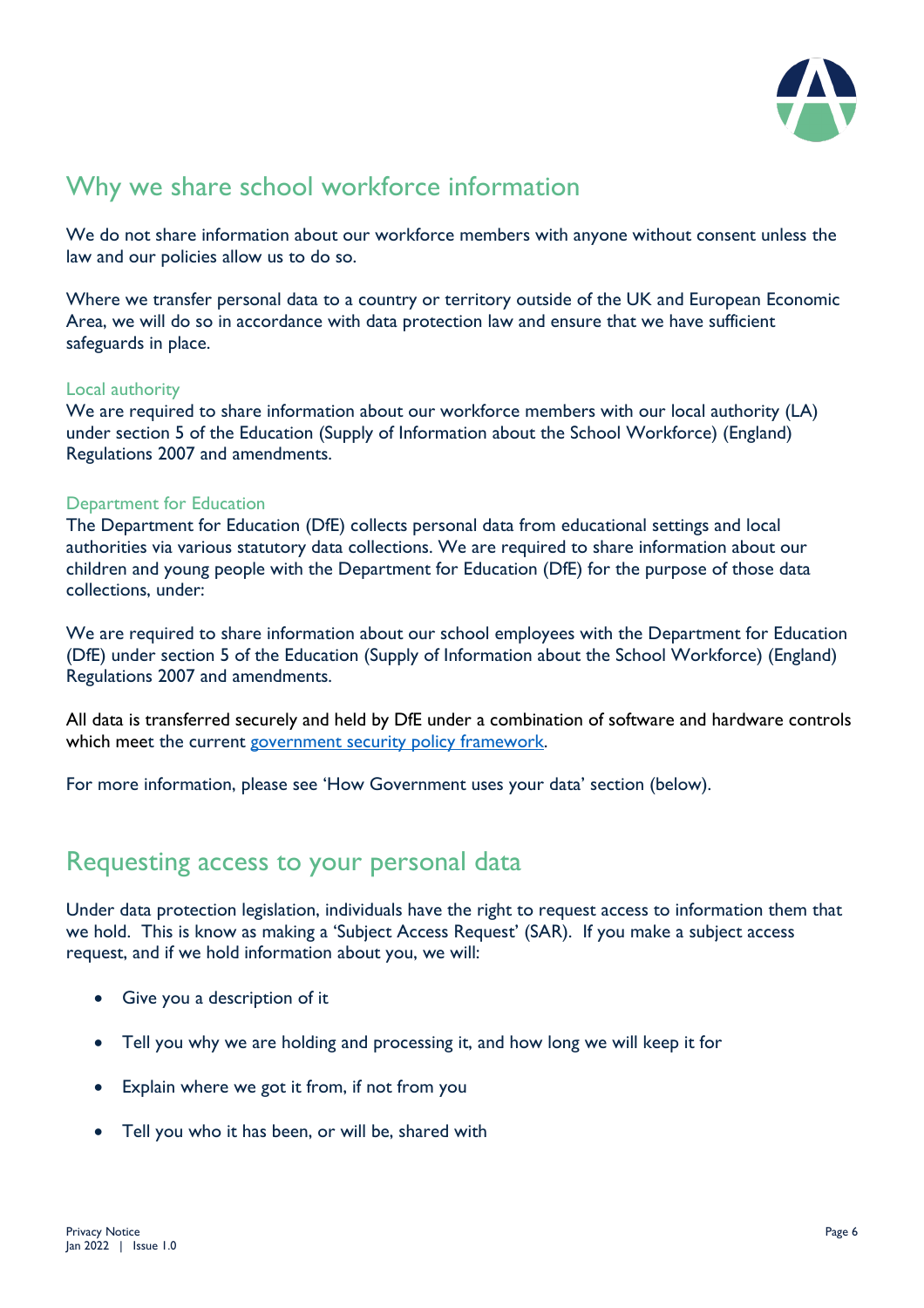## Why we share school workforce information

We do not share information about our workforce members with anyone without consent unless the law and our policies allow us to do so.

Where we transfer personal data to a country or territory outside of the UK and European Economic Area, we will do so in accordance with data protection law and ensure that we have sufficient safeguards in place.

### Local authority

We are required to share information about our workforce members with our local authority (LA) under section 5 of the Education (Supply of Information about the School Workforce) (England) Regulations 2007 and amendments.

### Department for Education

The Department for Education (DfE) collects personal data from educational settings and local authorities via various statutory data collections. We are required to share information about our children and young people with the Department for Education (DfE) for the purpose of those data collections, under:

We are required to share information about our school employees with the Department for Education (DfE) under section 5 of the Education (Supply of Information about the School Workforce) (England) Regulations 2007 and amendments.

All data is transferred securely and held by DfE under a combination of software and hardware controls which meet the current [government security policy framework](government security policy framework).

For more information, please see 'How Government uses your data' section (below).

## Requesting access to your personal data

Under data protection legislation, individuals have the right to request access to information them that we hold. This is know as making a 'Subject Access Request' (SAR). If you make a subject access request, and if we hold information about you, we will:

- Give you a description of it
- Tell you why we are holding and processing it, and how long we will keep it for
- Explain where we got it from, if not from you
- Tell you who it has been, or will be, shared with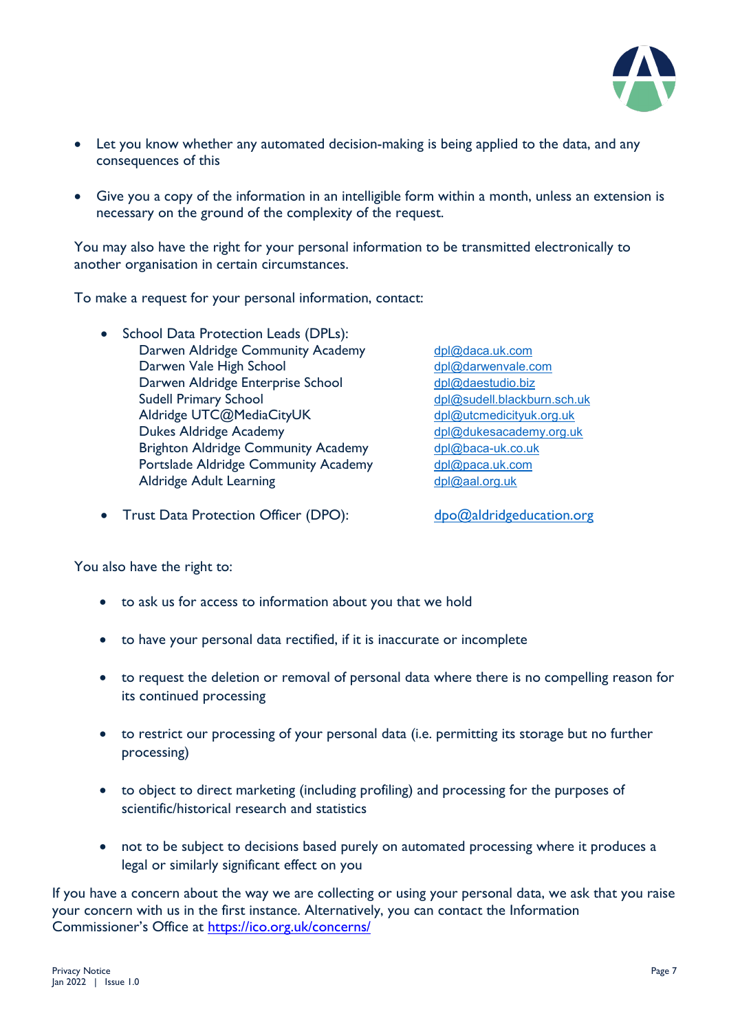- Let you know whether any automated decision-making is being applied to the data, and any consequences of this
- Give you a copy of the information in an intelligible form within a month, unless an extension is necessary on the ground of the complexity of the request.

You may also have the right for your personal information to be transmitted electronically to another organisation in certain circumstances.

To make a request for your personal information, contact:

- School Data Protection Leads (DPLs):

| | |
|---|---|
| Darwen Aldridge Community Academy | dpl@daca.uk.com |
| Darwen Vale High School | dpl@darwenvale.com |
| Darwen Aldridge Enterprise School | dpl@daestudio.biz |
| Sudell Primary School | dpl@sudell.blackburn.sch.uk |
| Aldridge UTC@MediaCityUK | dpl@utcmedicityuk.org.uk |
| Dukes Aldridge Academy | dpl@dukesacademy.org.uk |
| Brighton Aldridge Community Academy | dpl@baca-uk.co.uk |
| Portslade Aldridge Community Academy | dpl@paca.uk.com |
| Aldridge Adult Learning | dpl@aal.org.uk |

- Trust Data Protection Officer (DPO): dpo@aldridgeducation.org

You also have the right to:

- to ask us for access to information about you that we hold
- to have your personal data rectified, if it is inaccurate or incomplete
- to request the deletion or removal of personal data where there is no compelling reason for its continued processing
- to restrict our processing of your personal data (i.e. permitting its storage but no further processing)
- to object to direct marketing (including profiling) and processing for the purposes of scientific/historical research and statistics
- not to be subject to decisions based purely on automated processing where it produces a legal or similarly significant effect on you

If you have a concern about the way we are collecting or using your personal data, we ask that you raise your concern with us in the first instance. Alternatively, you can contact the Information Commissioner's Office at https://ico.org.uk/concerns/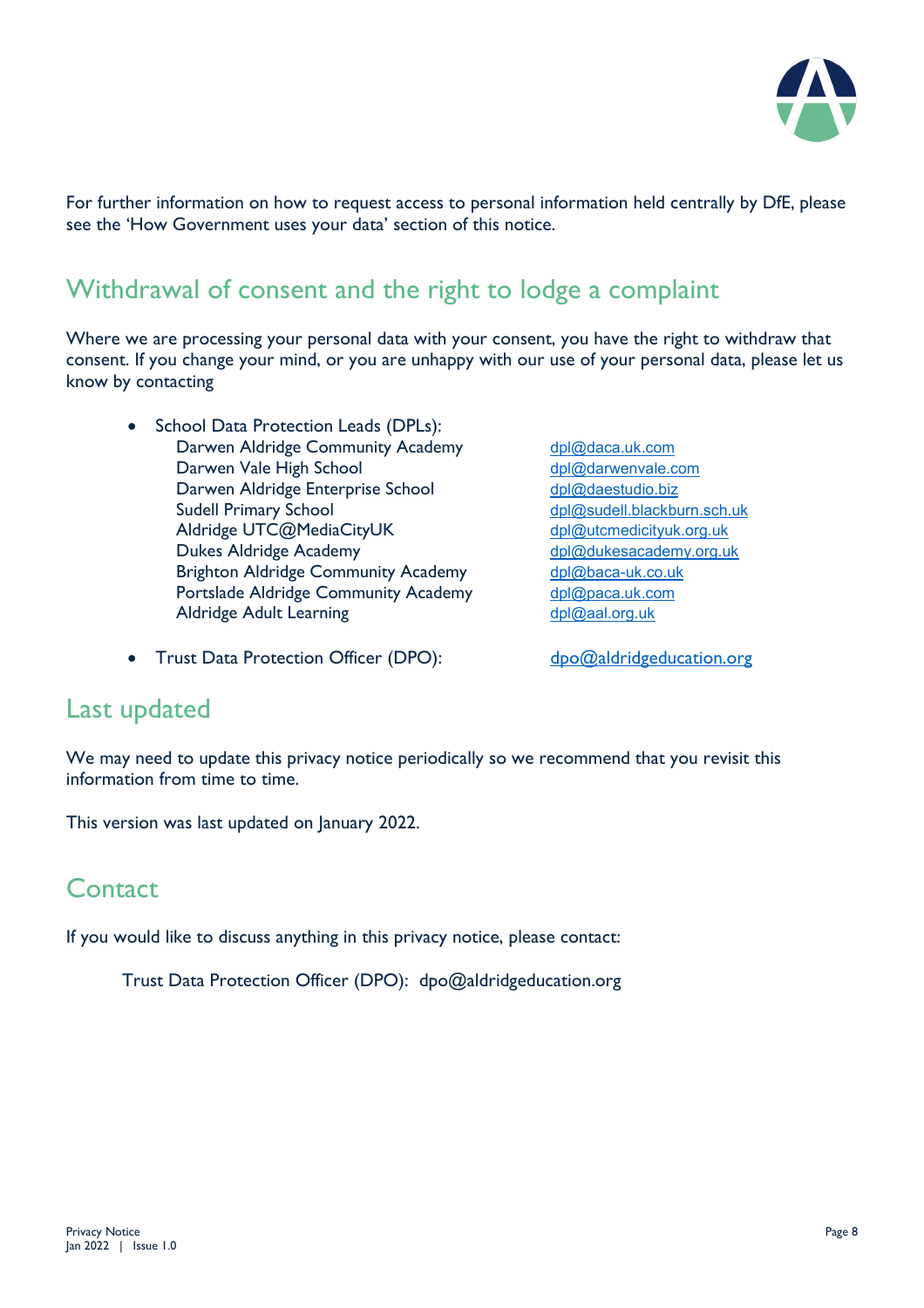For further information on how to request access to personal information held centrally by DfE, please see the 'How Government uses your data' section of this notice.

## Withdrawal of consent and the right to lodge a complaint

Where we are processing your personal data with your consent, you have the right to withdraw that consent. If you change your mind, or you are unhappy with our use of your personal data, please let us know by contacting

- School Data Protection Leads (DPLs):

| | |
|---|---|
| Darwen Aldridge Community Academy | dpl@daca.uk.com |
| Darwen Vale High School | dpl@darwenvale.com |
| Darwen Aldridge Enterprise School | dpl@daestudio.biz |
| Sudell Primary School | dpl@sudell.blackburn.sch.uk |
| Aldridge UTC@MediaCityUK | dpl@utcmedicityuk.org.uk |
| Dukes Aldridge Academy | dpl@dukesacademy.org.uk |
| Brighton Aldridge Community Academy | dpl@baca-uk.co.uk |
| Portslade Aldridge Community Academy | dpl@paca.uk.com |
| Aldridge Adult Learning | dpl@aal.org.uk |

- Trust Data Protection Officer (DPO): dpo@aldridgeducation.org

## Last updated

We may need to update this privacy notice periodically so we recommend that you revisit this information from time to time.

This version was last updated on January 2022.

## Contact

If you would like to discuss anything in this privacy notice, please contact:

Trust Data Protection Officer (DPO): dpo@aldridgeducation.org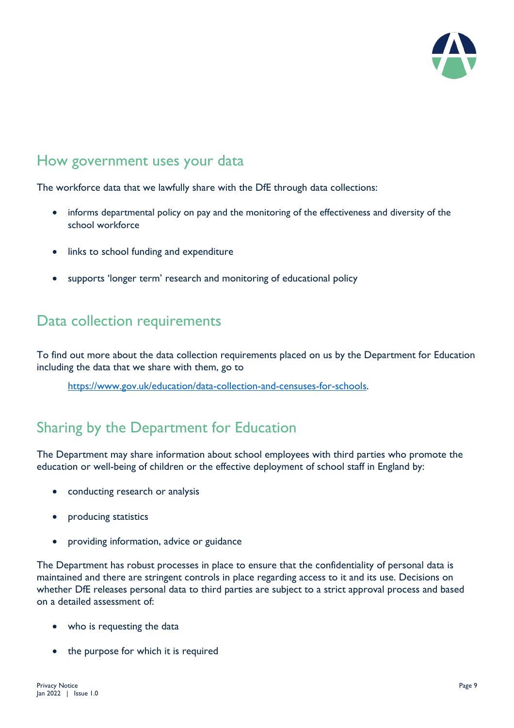## How government uses your data

The workforce data that we lawfully share with the DfE through data collections:

- informs departmental policy on pay and the monitoring of the effectiveness and diversity of the school workforce
- links to school funding and expenditure
- supports 'longer term' research and monitoring of educational policy

## Data collection requirements

To find out more about the data collection requirements placed on us by the Department for Education including the data that we share with them, go to

[https://www.gov.uk/education/data-collection-and-censuses-for-schools](https://www.gov.uk/education/data-collection-and-censuses-for-schools).

## Sharing by the Department for Education

The Department may share information about school employees with third parties who promote the education or well-being of children or the effective deployment of school staff in England by:

- conducting research or analysis
- producing statistics
- providing information, advice or guidance

The Department has robust processes in place to ensure that the confidentiality of personal data is maintained and there are stringent controls in place regarding access to it and its use. Decisions on whether DfE releases personal data to third parties are subject to a strict approval process and based on a detailed assessment of:

- who is requesting the data
- the purpose for which it is required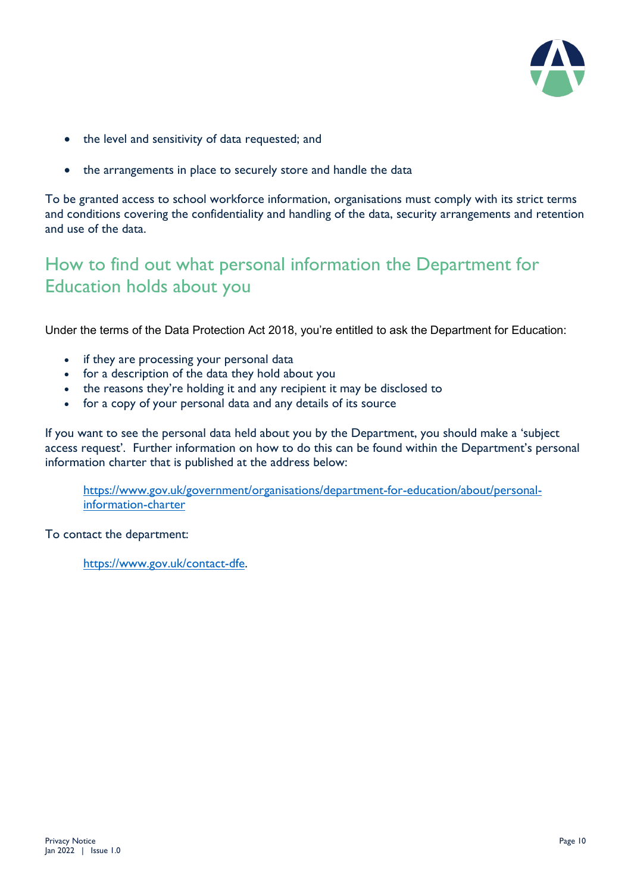- the level and sensitivity of data requested; and
- the arrangements in place to securely store and handle the data

To be granted access to school workforce information, organisations must comply with its strict terms and conditions covering the confidentiality and handling of the data, security arrangements and retention and use of the data.

## How to find out what personal information the Department for Education holds about you

Under the terms of the Data Protection Act 2018, you're entitled to ask the Department for Education:

- if they are processing your personal data
- for a description of the data they hold about you
- the reasons they're holding it and any recipient it may be disclosed to
- for a copy of your personal data and any details of its source

If you want to see the personal data held about you by the Department, you should make a 'subject access request'. Further information on how to do this can be found within the Department's personal information charter that is published at the address below:

https://www.gov.uk/government/organisations/department-for-education/about/personal-information-charter

To contact the department:

https://www.gov.uk/contact-dfe.